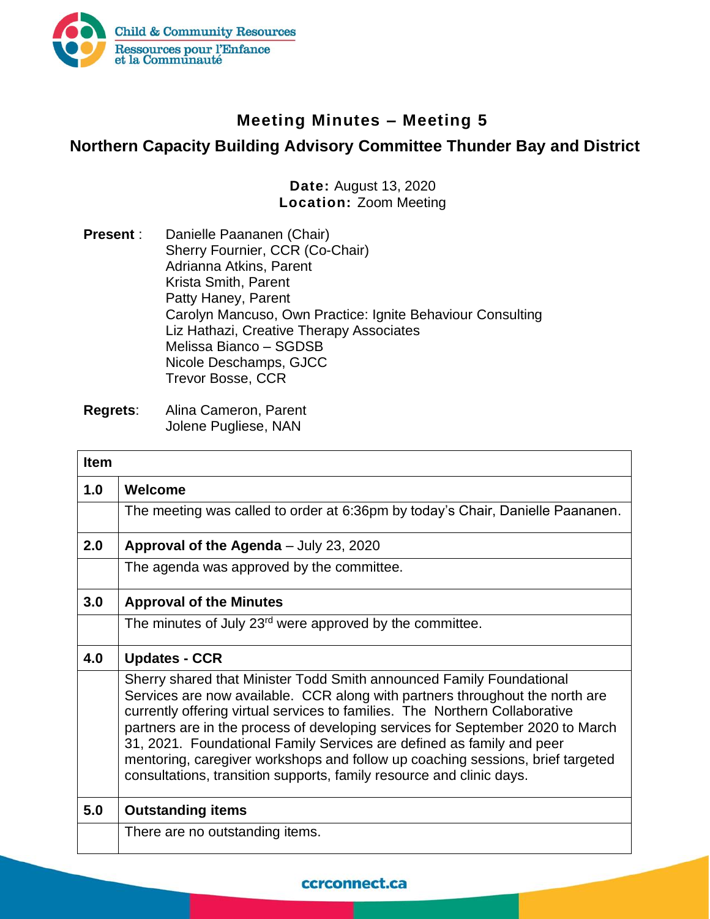# Meeting Minutes – Meeting 5

## Northern Capacity Building Advisory Committee Thunder Bay and District

**Date:** August 13, 2020
**Location:** Zoom Meeting

**Present** :
Danielle Paananen (Chair)
Sherry Fournier, CCR (Co-Chair)
Adrianna Atkins, Parent
Krista Smith, Parent
Patty Haney, Parent
Carolyn Mancuso, Own Practice: Ignite Behaviour Consulting
Liz Hathazi, Creative Therapy Associates
Melissa Bianco – SGDSB
Nicole Deschamps, GJCC
Trevor Bosse, CCR

**Regrets**:
Alina Cameron, Parent
Jolene Pugliese, NAN

| Item | |
|---|---|
| **1.0** | **Welcome** |
| | The meeting was called to order at 6:36pm by today's Chair, Danielle Paananen. |
| **2.0** | **Approval of the Agenda** – July 23, 2020 |
| | The agenda was approved by the committee. |
| **3.0** | **Approval of the Minutes** |
| | The minutes of July 23rd were approved by the committee. |
| **4.0** | **Updates - CCR** |
| | Sherry shared that Minister Todd Smith announced Family Foundational Services are now available. CCR along with partners throughout the north are currently offering virtual services to families. The Northern Collaborative partners are in the process of developing services for September 2020 to March 31, 2021. Foundational Family Services are defined as family and peer mentoring, caregiver workshops and follow up coaching sessions, brief targeted consultations, transition supports, family resource and clinic days. |
| **5.0** | **Outstanding items** |
| | There are no outstanding items. |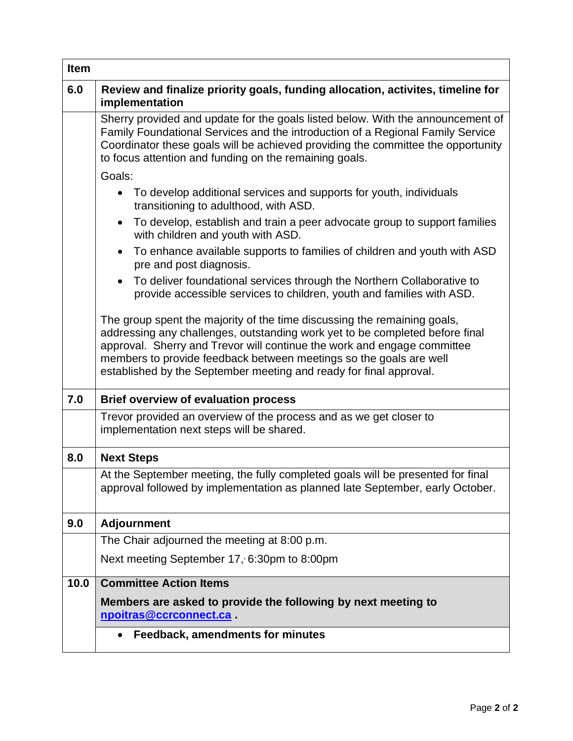| Item | |
|---|---|
| **6.0** | **Review and finalize priority goals, funding allocation, activites, timeline for implementation** |
| | Sherry provided and update for the goals listed below. With the announcement of Family Foundational Services and the introduction of a Regional Family Service Coordinator these goals will be achieved providing the committee the opportunity to focus attention and funding on the remaining goals.<br><br>Goals:<br>• To develop additional services and supports for youth, individuals transitioning to adulthood, with ASD.<br>• To develop, establish and train a peer advocate group to support families with children and youth with ASD.<br>• To enhance available supports to families of children and youth with ASD pre and post diagnosis.<br>• To deliver foundational services through the Northern Collaborative to provide accessible services to children, youth and families with ASD.<br><br>The group spent the majority of the time discussing the remaining goals, addressing any challenges, outstanding work yet to be completed before final approval. Sherry and Trevor will continue the work and engage committee members to provide feedback between meetings so the goals are well established by the September meeting and ready for final approval. |
| **7.0** | **Brief overview of evaluation process** |
| | Trevor provided an overview of the process and as we get closer to implementation next steps will be shared. |
| **8.0** | **Next Steps** |
| | At the September meeting, the fully completed goals will be presented for final approval followed by implementation as planned late September, early October. |
| **9.0** | **Adjournment** |
| | The Chair adjourned the meeting at 8:00 p.m.<br><br>Next meeting September 17, 6:30pm to 8:00pm |
| **10.0** | **Committee Action Items**<br><br>**Members are asked to provide the following by next meeting to npoitras@ccrconnect.ca .** |
| | • **Feedback, amendments for minutes** |